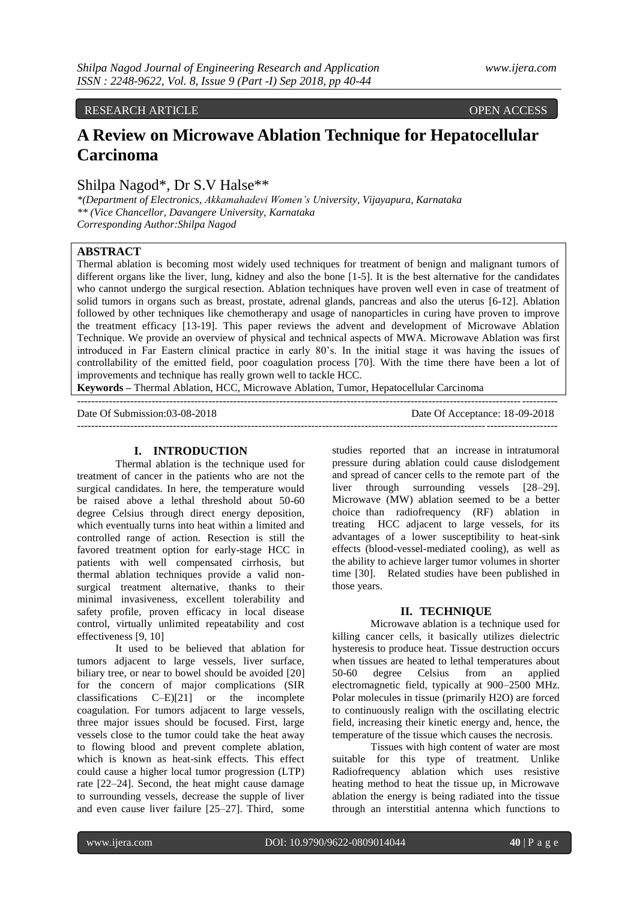RESEARCH ARTICLE OPEN ACCESS

# A Review on Microwave Ablation Technique for Hepatocellular Carcinoma

Shilpa Nagod*, Dr S.V Halse**

*(Department of Electronics, Akkamahadevi Women's University, Vijayapura, Karnataka
** (Vice Chancellor, Davangere University, Karnataka
Corresponding Author:Shilpa Nagod

## ABSTRACT

Thermal ablation is becoming most widely used techniques for treatment of benign and malignant tumors of different organs like the liver, lung, kidney and also the bone [1-5]. It is the best alternative for the candidates who cannot undergo the surgical resection. Ablation techniques have proven well even in case of treatment of solid tumors in organs such as breast, prostate, adrenal glands, pancreas and also the uterus [6-12]. Ablation followed by other techniques like chemotherapy and usage of nanoparticles in curing have proven to improve the treatment efficacy [13-19]. This paper reviews the advent and development of Microwave Ablation Technique. We provide an overview of physical and technical aspects of MWA. Microwave Ablation was first introduced in Far Eastern clinical practice in early 80's. In the initial stage it was having the issues of controllability of the emitted field, poor coagulation process [70]. With the time there have been a lot of improvements and technique has really grown well to tackle HCC.

**Keywords –** Thermal Ablation, HCC, Microwave Ablation, Tumor, Hepatocellular Carcinoma

Date Of Submission:03-08-2018 Date Of Acceptance: 18-09-2018

## I. INTRODUCTION

Thermal ablation is the technique used for treatment of cancer in the patients who are not the surgical candidates. In here, the temperature would be raised above a lethal threshold about 50-60 degree Celsius through direct energy deposition, which eventually turns into heat within a limited and controlled range of action. Resection is still the favored treatment option for early-stage HCC in patients with well compensated cirrhosis, but thermal ablation techniques provide a valid non-surgical treatment alternative, thanks to their minimal invasiveness, excellent tolerability and safety profile, proven efficacy in local disease control, virtually unlimited repeatability and cost effectiveness [9, 10]

It used to be believed that ablation for tumors adjacent to large vessels, liver surface, biliary tree, or near to bowel should be avoided [20] for the concern of major complications (SIR classifications C–E)[21] or the incomplete coagulation. For tumors adjacent to large vessels, three major issues should be focused. First, large vessels close to the tumor could take the heat away to flowing blood and prevent complete ablation, which is known as heat-sink effects. This effect could cause a higher local tumor progression (LTP) rate [22–24]. Second, the heat might cause damage to surrounding vessels, decrease the supple of liver and even cause liver failure [25–27]. Third, some studies reported that an increase in intratumoral pressure during ablation could cause dislodgement and spread of cancer cells to the remote part of the liver through surrounding vessels [28–29]. Microwave (MW) ablation seemed to be a better choice than radiofrequency (RF) ablation in treating HCC adjacent to large vessels, for its advantages of a lower susceptibility to heat-sink effects (blood-vessel-mediated cooling), as well as the ability to achieve larger tumor volumes in shorter time [30]. Related studies have been published in those years.

## II. TECHNIQUE

Microwave ablation is a technique used for killing cancer cells, it basically utilizes dielectric hysteresis to produce heat. Tissue destruction occurs when tissues are heated to lethal temperatures about 50-60 degree Celsius from an applied electromagnetic field, typically at 900–2500 MHz. Polar molecules in tissue (primarily $H_2O$) are forced to continuously realign with the oscillating electric field, increasing their kinetic energy and, hence, the temperature of the tissue which causes the necrosis.

Tissues with high content of water are most suitable for this type of treatment. Unlike Radiofrequency ablation which uses resistive heating method to heat the tissue up, in Microwave ablation the energy is being radiated into the tissue through an interstitial antenna which functions to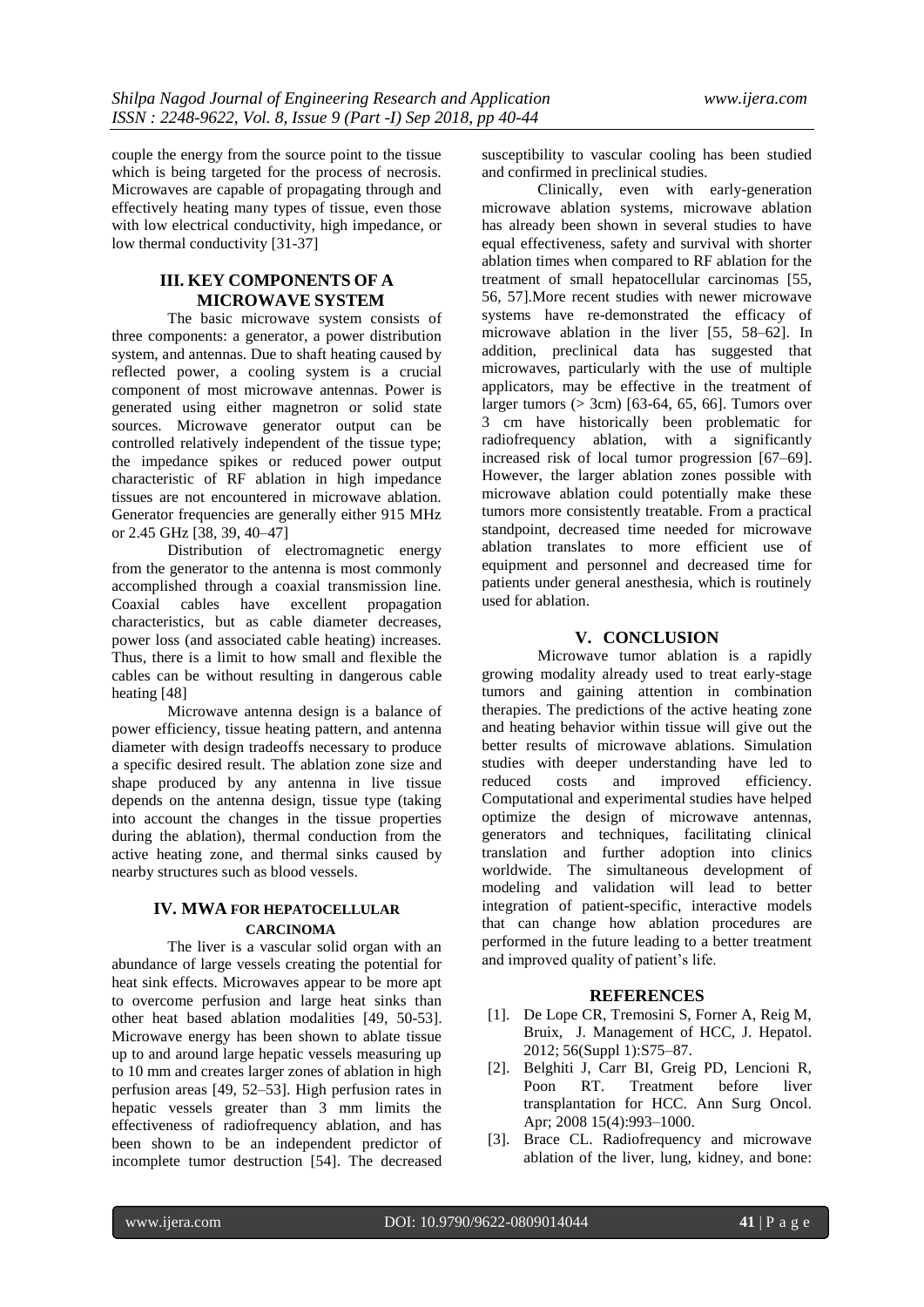couple the energy from the source point to the tissue which is being targeted for the process of necrosis. Microwaves are capable of propagating through and effectively heating many types of tissue, even those with low electrical conductivity, high impedance, or low thermal conductivity [31-37]

## III. KEY COMPONENTS OF A MICROWAVE SYSTEM

The basic microwave system consists of three components: a generator, a power distribution system, and antennas. Due to shaft heating caused by reflected power, a cooling system is a crucial component of most microwave antennas. Power is generated using either magnetron or solid state sources. Microwave generator output can be controlled relatively independent of the tissue type; the impedance spikes or reduced power output characteristic of RF ablation in high impedance tissues are not encountered in microwave ablation. Generator frequencies are generally either 915 MHz or 2.45 GHz [38, 39, 40–47]

Distribution of electromagnetic energy from the generator to the antenna is most commonly accomplished through a coaxial transmission line. Coaxial cables have excellent propagation characteristics, but as cable diameter decreases, power loss (and associated cable heating) increases. Thus, there is a limit to how small and flexible the cables can be without resulting in dangerous cable heating [48]

Microwave antenna design is a balance of power efficiency, tissue heating pattern, and antenna diameter with design tradeoffs necessary to produce a specific desired result. The ablation zone size and shape produced by any antenna in live tissue depends on the antenna design, tissue type (taking into account the changes in the tissue properties during the ablation), thermal conduction from the active heating zone, and thermal sinks caused by nearby structures such as blood vessels.

## IV. MWA FOR HEPATOCELLULAR CARCINOMA

The liver is a vascular solid organ with an abundance of large vessels creating the potential for heat sink effects. Microwaves appear to be more apt to overcome perfusion and large heat sinks than other heat based ablation modalities [49, 50-53]. Microwave energy has been shown to ablate tissue up to and around large hepatic vessels measuring up to 10 mm and creates larger zones of ablation in high perfusion areas [49, 52–53]. High perfusion rates in hepatic vessels greater than 3 mm limits the effectiveness of radiofrequency ablation, and has been shown to be an independent predictor of incomplete tumor destruction [54]. The decreased susceptibility to vascular cooling has been studied and confirmed in preclinical studies.

Clinically, even with early-generation microwave ablation systems, microwave ablation has already been shown in several studies to have equal effectiveness, safety and survival with shorter ablation times when compared to RF ablation for the treatment of small hepatocellular carcinomas [55, 56, 57].More recent studies with newer microwave systems have re-demonstrated the efficacy of microwave ablation in the liver [55, 58–62]. In addition, preclinical data has suggested that microwaves, particularly with the use of multiple applicators, may be effective in the treatment of larger tumors (> 3cm) [63-64, 65, 66]. Tumors over 3 cm have historically been problematic for radiofrequency ablation, with a significantly increased risk of local tumor progression [67–69]. However, the larger ablation zones possible with microwave ablation could potentially make these tumors more consistently treatable. From a practical standpoint, decreased time needed for microwave ablation translates to more efficient use of equipment and personnel and decreased time for patients under general anesthesia, which is routinely used for ablation.

## V. CONCLUSION

Microwave tumor ablation is a rapidly growing modality already used to treat early-stage tumors and gaining attention in combination therapies. The predictions of the active heating zone and heating behavior within tissue will give out the better results of microwave ablations. Simulation studies with deeper understanding have led to reduced costs and improved efficiency. Computational and experimental studies have helped optimize the design of microwave antennas, generators and techniques, facilitating clinical translation and further adoption into clinics worldwide. The simultaneous development of modeling and validation will lead to better integration of patient-specific, interactive models that can change how ablation procedures are performed in the future leading to a better treatment and improved quality of patient's life.

## REFERENCES

[1]. De Lope CR, Tremosini S, Forner A, Reig M, Bruix, J. Management of HCC, J. Hepatol. 2012; 56(Suppl 1):S75–87.

[2]. Belghiti J, Carr BI, Greig PD, Lencioni R, Poon RT. Treatment before liver transplantation for HCC. Ann Surg Oncol. Apr; 2008 15(4):993–1000.

[3]. Brace CL. Radiofrequency and microwave ablation of the liver, lung, kidney, and bone: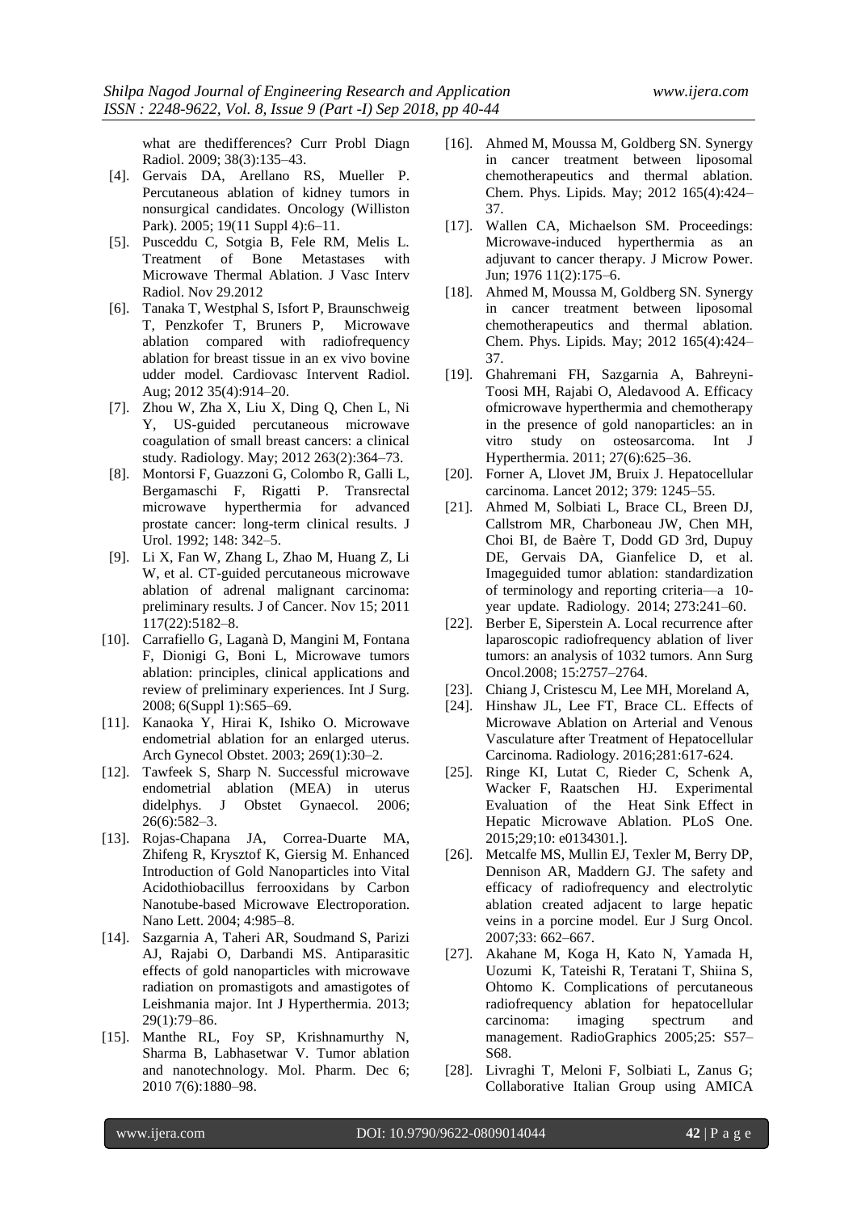what are thedifferences? Curr Probl Diagn Radiol. 2009; 38(3):135–43.

- [4]. Gervais DA, Arellano RS, Mueller P. Percutaneous ablation of kidney tumors in nonsurgical candidates. Oncology (Williston Park). 2005; 19(11 Suppl 4):6–11.
- [5]. Pusceddu C, Sotgia B, Fele RM, Melis L. Treatment of Bone Metastases with Microwave Thermal Ablation. J Vasc Interv Radiol. Nov 29.2012
- [6]. Tanaka T, Westphal S, Isfort P, Braunschweig T, Penzkofer T, Bruners P, Microwave ablation compared with radiofrequency ablation for breast tissue in an ex vivo bovine udder model. Cardiovasc Intervent Radiol. Aug; 2012 35(4):914–20.
- [7]. Zhou W, Zha X, Liu X, Ding Q, Chen L, Ni Y, US-guided percutaneous microwave coagulation of small breast cancers: a clinical study. Radiology. May; 2012 263(2):364–73.
- [8]. Montorsi F, Guazzoni G, Colombo R, Galli L, Bergamaschi F, Rigatti P. Transrectal microwave hyperthermia for advanced prostate cancer: long-term clinical results. J Urol. 1992; 148: 342–5.
- [9]. Li X, Fan W, Zhang L, Zhao M, Huang Z, Li W, et al. CT-guided percutaneous microwave ablation of adrenal malignant carcinoma: preliminary results. J of Cancer. Nov 15; 2011 117(22):5182–8.
- [10]. Carrafiello G, Laganà D, Mangini M, Fontana F, Dionigi G, Boni L, Microwave tumors ablation: principles, clinical applications and review of preliminary experiences. Int J Surg. 2008; 6(Suppl 1):S65–69.
- [11]. Kanaoka Y, Hirai K, Ishiko O. Microwave endometrial ablation for an enlarged uterus. Arch Gynecol Obstet. 2003; 269(1):30–2.
- [12]. Tawfeek S, Sharp N. Successful microwave endometrial ablation (MEA) in uterus didelphys. J Obstet Gynaecol. 2006; 26(6):582–3.
- [13]. Rojas-Chapana JA, Correa-Duarte MA, Zhifeng R, Krysztof K, Giersig M. Enhanced Introduction of Gold Nanoparticles into Vital Acidothiobacillus ferrooxidans by Carbon Nanotube-based Microwave Electroporation. Nano Lett. 2004; 4:985–8.
- [14]. Sazgarnia A, Taheri AR, Soudmand S, Parizi AJ, Rajabi O, Darbandi MS. Antiparasitic effects of gold nanoparticles with microwave radiation on promastigots and amastigotes of Leishmania major. Int J Hyperthermia. 2013; 29(1):79–86.
- [15]. Manthe RL, Foy SP, Krishnamurthy N, Sharma B, Labhasetwar V. Tumor ablation and nanotechnology. Mol. Pharm. Dec 6; 2010 7(6):1880–98.
- [16]. Ahmed M, Moussa M, Goldberg SN. Synergy in cancer treatment between liposomal chemotherapeutics and thermal ablation. Chem. Phys. Lipids. May; 2012 165(4):424–37.
- [17]. Wallen CA, Michaelson SM. Proceedings: Microwave-induced hyperthermia as an adjuvant to cancer therapy. J Microw Power. Jun; 1976 11(2):175–6.
- [18]. Ahmed M, Moussa M, Goldberg SN. Synergy in cancer treatment between liposomal chemotherapeutics and thermal ablation. Chem. Phys. Lipids. May; 2012 165(4):424–37.
- [19]. Ghahremani FH, Sazgarnia A, Bahreyni-Toosi MH, Rajabi O, Aledavood A. Efficacy ofmicrowave hyperthermia and chemotherapy in the presence of gold nanoparticles: an in vitro study on osteosarcoma. Int J Hyperthermia. 2011; 27(6):625–36.
- [20]. Forner A, Llovet JM, Bruix J. Hepatocellular carcinoma. Lancet 2012; 379: 1245–55.
- [21]. Ahmed M, Solbiati L, Brace CL, Breen DJ, Callstrom MR, Charboneau JW, Chen MH, Choi BI, de Baère T, Dodd GD 3rd, Dupuy DE, Gervais DA, Gianfelice D, et al. Imageguided tumor ablation: standardization of terminology and reporting criteria—a 10-year update. Radiology. 2014; 273:241–60.
- [22]. Berber E, Siperstein A. Local recurrence after laparoscopic radiofrequency ablation of liver tumors: an analysis of 1032 tumors. Ann Surg Oncol.2008; 15:2757–2764.
- [23]. Chiang J, Cristescu M, Lee MH, Moreland A,
- [24]. Hinshaw JL, Lee FT, Brace CL. Effects of Microwave Ablation on Arterial and Venous Vasculature after Treatment of Hepatocellular Carcinoma. Radiology. 2016;281:617-624.
- [25]. Ringe KI, Lutat C, Rieder C, Schenk A, Wacker F, Raatschen HJ. Experimental Evaluation of the Heat Sink Effect in Hepatic Microwave Ablation. PLoS One. 2015;29;10: e0134301.].
- [26]. Metcalfe MS, Mullin EJ, Texler M, Berry DP, Dennison AR, Maddern GJ. The safety and efficacy of radiofrequency and electrolytic ablation created adjacent to large hepatic veins in a porcine model. Eur J Surg Oncol. 2007;33: 662–667.
- [27]. Akahane M, Koga H, Kato N, Yamada H, Uozumi K, Tateishi R, Teratani T, Shiina S, Ohtomo K. Complications of percutaneous radiofrequency ablation for hepatocellular carcinoma: imaging spectrum and management. RadioGraphics 2005;25: S57–S68.
- [28]. Livraghi T, Meloni F, Solbiati L, Zanus G; Collaborative Italian Group using AMICA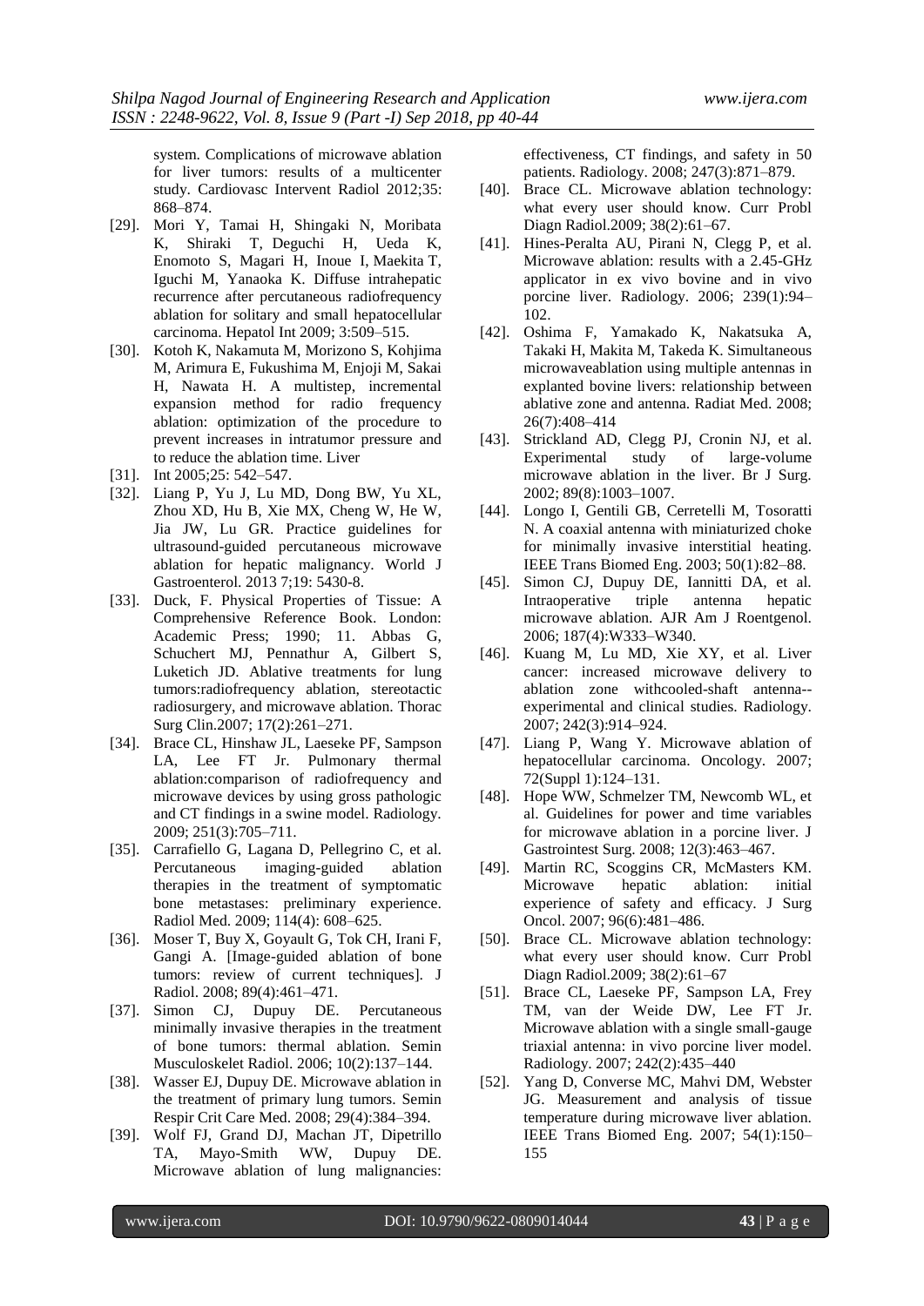system. Complications of microwave ablation for liver tumors: results of a multicenter study. Cardiovasc Intervent Radiol 2012;35: 868–874.

[29]. Mori Y, Tamai H, Shingaki N, Moribata K, Shiraki T, Deguchi H, Ueda K, Enomoto S, Magari H, Inoue I, Maekita T, Iguchi M, Yanaoka K. Diffuse intrahepatic recurrence after percutaneous radiofrequency ablation for solitary and small hepatocellular carcinoma. Hepatol Int 2009; 3:509–515.

[30]. Kotoh K, Nakamuta M, Morizono S, Kohjima M, Arimura E, Fukushima M, Enjoji M, Sakai H, Nawata H. A multistep, incremental expansion method for radio frequency ablation: optimization of the procedure to prevent increases in intratumor pressure and to reduce the ablation time. Liver

[31]. Int 2005;25: 542–547.

[32]. Liang P, Yu J, Lu MD, Dong BW, Yu XL, Zhou XD, Hu B, Xie MX, Cheng W, He W, Jia JW, Lu GR. Practice guidelines for ultrasound-guided percutaneous microwave ablation for hepatic malignancy. World J Gastroenterol. 2013 7;19: 5430-8.

[33]. Duck, F. Physical Properties of Tissue: A Comprehensive Reference Book. London: Academic Press; 1990; 11. Abbas G, Schuchert MJ, Pennathur A, Gilbert S, Luketich JD. Ablative treatments for lung tumors:radiofrequency ablation, stereotactic radiosurgery, and microwave ablation. Thorac Surg Clin.2007; 17(2):261–271.

[34]. Brace CL, Hinshaw JL, Laeseke PF, Sampson LA, Lee FT Jr. Pulmonary thermal ablation:comparison of radiofrequency and microwave devices by using gross pathologic and CT findings in a swine model. Radiology. 2009; 251(3):705–711.

[35]. Carrafiello G, Lagana D, Pellegrino C, et al. Percutaneous imaging-guided ablation therapies in the treatment of symptomatic bone metastases: preliminary experience. Radiol Med. 2009; 114(4): 608–625.

[36]. Moser T, Buy X, Goyault G, Tok CH, Irani F, Gangi A. [Image-guided ablation of bone tumors: review of current techniques]. J Radiol. 2008; 89(4):461–471.

[37]. Simon CJ, Dupuy DE. Percutaneous minimally invasive therapies in the treatment of bone tumors: thermal ablation. Semin Musculoskelet Radiol. 2006; 10(2):137–144.

[38]. Wasser EJ, Dupuy DE. Microwave ablation in the treatment of primary lung tumors. Semin Respir Crit Care Med. 2008; 29(4):384–394.

[39]. Wolf FJ, Grand DJ, Machan JT, Dipetrillo TA, Mayo-Smith WW, Dupuy DE. Microwave ablation of lung malignancies: effectiveness, CT findings, and safety in 50 patients. Radiology. 2008; 247(3):871–879.

[40]. Brace CL. Microwave ablation technology: what every user should know. Curr Probl Diagn Radiol.2009; 38(2):61–67.

[41]. Hines-Peralta AU, Pirani N, Clegg P, et al. Microwave ablation: results with a 2.45-GHz applicator in ex vivo bovine and in vivo porcine liver. Radiology. 2006; 239(1):94–102.

[42]. Oshima F, Yamakado K, Nakatsuka A, Takaki H, Makita M, Takeda K. Simultaneous microwaveablation using multiple antennas in explanted bovine livers: relationship between ablative zone and antenna. Radiat Med. 2008; 26(7):408–414

[43]. Strickland AD, Clegg PJ, Cronin NJ, et al. Experimental study of large-volume microwave ablation in the liver. Br J Surg. 2002; 89(8):1003–1007.

[44]. Longo I, Gentili GB, Cerretelli M, Tosoratti N. A coaxial antenna with miniaturized choke for minimally invasive interstitial heating. IEEE Trans Biomed Eng. 2003; 50(1):82–88.

[45]. Simon CJ, Dupuy DE, Iannitti DA, et al. Intraoperative triple antenna hepatic microwave ablation. AJR Am J Roentgenol. 2006; 187(4):W333–W340.

[46]. Kuang M, Lu MD, Xie XY, et al. Liver cancer: increased microwave delivery to ablation zone withcooled-shaft antenna--experimental and clinical studies. Radiology. 2007; 242(3):914–924.

[47]. Liang P, Wang Y. Microwave ablation of hepatocellular carcinoma. Oncology. 2007; 72(Suppl 1):124–131.

[48]. Hope WW, Schmelzer TM, Newcomb WL, et al. Guidelines for power and time variables for microwave ablation in a porcine liver. J Gastrointest Surg. 2008; 12(3):463–467.

[49]. Martin RC, Scoggins CR, McMasters KM. Microwave hepatic ablation: initial experience of safety and efficacy. J Surg Oncol. 2007; 96(6):481–486.

[50]. Brace CL. Microwave ablation technology: what every user should know. Curr Probl Diagn Radiol.2009; 38(2):61–67

[51]. Brace CL, Laeseke PF, Sampson LA, Frey TM, van der Weide DW, Lee FT Jr. Microwave ablation with a single small-gauge triaxial antenna: in vivo porcine liver model. Radiology. 2007; 242(2):435–440

[52]. Yang D, Converse MC, Mahvi DM, Webster JG. Measurement and analysis of tissue temperature during microwave liver ablation. IEEE Trans Biomed Eng. 2007; 54(1):150–155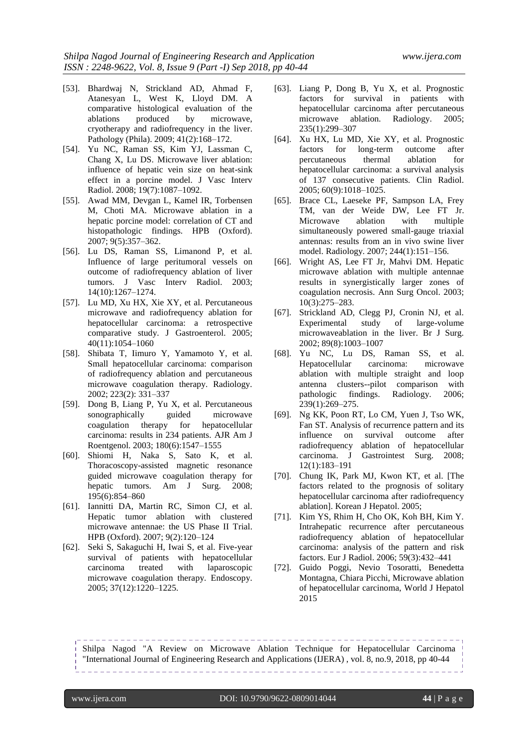[53]. Bhardwaj N, Strickland AD, Ahmad F, Atanesyan L, West K, Lloyd DM. A comparative histological evaluation of the ablations produced by microwave, cryotherapy and radiofrequency in the liver. Pathology (Phila). 2009; 41(2):168–172.

[54]. Yu NC, Raman SS, Kim YJ, Lassman C, Chang X, Lu DS. Microwave liver ablation: influence of hepatic vein size on heat-sink effect in a porcine model. J Vasc Interv Radiol. 2008; 19(7):1087–1092.

[55]. Awad MM, Devgan L, Kamel IR, Torbensen M, Choti MA. Microwave ablation in a hepatic porcine model: correlation of CT and histopathologic findings. HPB (Oxford). 2007; 9(5):357–362.

[56]. Lu DS, Raman SS, Limanond P, et al. Influence of large peritumoral vessels on outcome of radiofrequency ablation of liver tumors. J Vasc Interv Radiol. 2003; 14(10):1267–1274.

[57]. Lu MD, Xu HX, Xie XY, et al. Percutaneous microwave and radiofrequency ablation for hepatocellular carcinoma: a retrospective comparative study. J Gastroenterol. 2005; 40(11):1054–1060

[58]. Shibata T, Iimuro Y, Yamamoto Y, et al. Small hepatocellular carcinoma: comparison of radiofrequency ablation and percutaneous microwave coagulation therapy. Radiology. 2002; 223(2): 331–337

[59]. Dong B, Liang P, Yu X, et al. Percutaneous sonographically guided microwave coagulation therapy for hepatocellular carcinoma: results in 234 patients. AJR Am J Roentgenol. 2003; 180(6):1547–1555

[60]. Shiomi H, Naka S, Sato K, et al. Thoracoscopy-assisted magnetic resonance guided microwave coagulation therapy for hepatic tumors. Am J Surg. 2008; 195(6):854–860

[61]. Iannitti DA, Martin RC, Simon CJ, et al. Hepatic tumor ablation with clustered microwave antennae: the US Phase II Trial. HPB (Oxford). 2007; 9(2):120–124

[62]. Seki S, Sakaguchi H, Iwai S, et al. Five-year survival of patients with hepatocellular carcinoma treated with laparoscopic microwave coagulation therapy. Endoscopy. 2005; 37(12):1220–1225.

[63]. Liang P, Dong B, Yu X, et al. Prognostic factors for survival in patients with hepatocellular carcinoma after percutaneous microwave ablation. Radiology. 2005; 235(1):299–307

[64]. Xu HX, Lu MD, Xie XY, et al. Prognostic factors for long-term outcome after percutaneous thermal ablation for hepatocellular carcinoma: a survival analysis of 137 consecutive patients. Clin Radiol. 2005; 60(9):1018–1025.

[65]. Brace CL, Laeseke PF, Sampson LA, Frey TM, van der Weide DW, Lee FT Jr. Microwave ablation with multiple simultaneously powered small-gauge triaxial antennas: results from an in vivo swine liver model. Radiology. 2007; 244(1):151–156.

[66]. Wright AS, Lee FT Jr, Mahvi DM. Hepatic microwave ablation with multiple antennae results in synergistically larger zones of coagulation necrosis. Ann Surg Oncol. 2003; 10(3):275–283.

[67]. Strickland AD, Clegg PJ, Cronin NJ, et al. Experimental study of large-volume microwaveablation in the liver. Br J Surg. 2002; 89(8):1003–1007

[68]. Yu NC, Lu DS, Raman SS, et al. Hepatocellular carcinoma: microwave ablation with multiple straight and loop antenna clusters--pilot comparison with pathologic findings. Radiology. 2006; 239(1):269–275.

[69]. Ng KK, Poon RT, Lo CM, Yuen J, Tso WK, Fan ST. Analysis of recurrence pattern and its influence on survival outcome after radiofrequency ablation of hepatocellular carcinoma. J Gastrointest Surg. 2008; 12(1):183–191

[70]. Chung IK, Park MJ, Kwon KT, et al. [The factors related to the prognosis of solitary hepatocellular carcinoma after radiofrequency ablation]. Korean J Hepatol. 2005;

[71]. Kim YS, Rhim H, Cho OK, Koh BH, Kim Y. Intrahepatic recurrence after percutaneous radiofrequency ablation of hepatocellular carcinoma: analysis of the pattern and risk factors. Eur J Radiol. 2006; 59(3):432–441

[72]. Guido Poggi, Nevio Tosoratti, Benedetta Montagna, Chiara Picchi, Microwave ablation of hepatocellular carcinoma, World J Hepatol 2015

Shilpa Nagod "A Review on Microwave Ablation Technique for Hepatocellular Carcinoma "International Journal of Engineering Research and Applications (IJERA) , vol. 8, no.9, 2018, pp 40-44